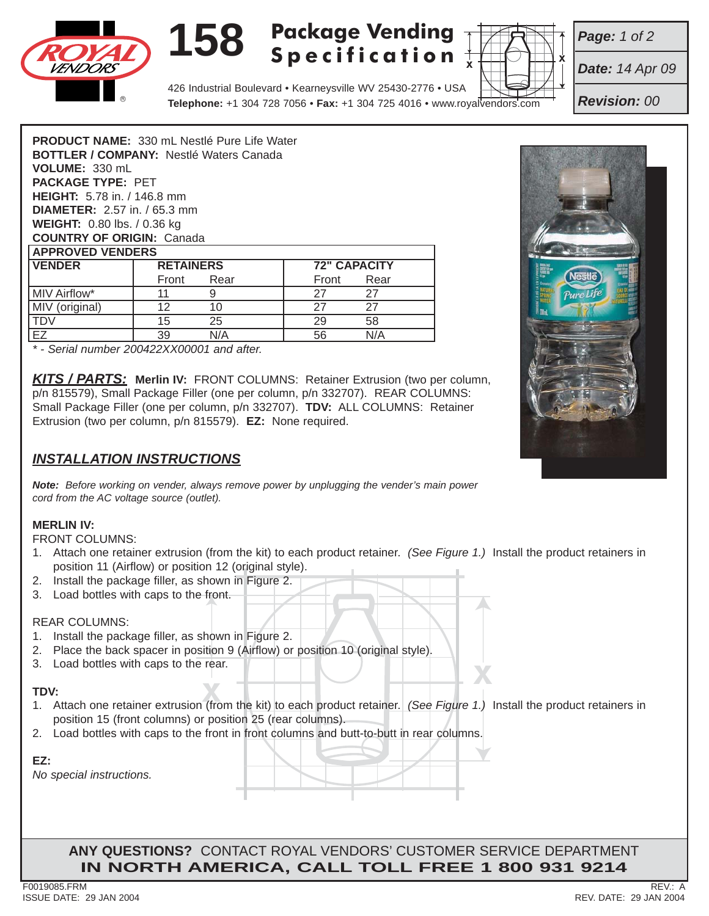# 158 Package Vending Specification

426 Industrial Boulevard • Kearneysville WV 25430-2776 • USA
**Telephone:** +1 304 728 7056 • **Fax:** +1 304 725 4016 • www.royalvendors.com

***Page:*** *1 of 2*

***Date:*** *14 Apr 09*

***Revision:*** *00*

**PRODUCT NAME:** 330 mL Nestlé Pure Life Water
**BOTTLER / COMPANY:** Nestlé Waters Canada
**VOLUME:** 330 mL
**PACKAGE TYPE:** PET
**HEIGHT:** 5.78 in. / 146.8 mm
**DIAMETER:** 2.57 in. / 65.3 mm
**WEIGHT:** 0.80 lbs. / 0.36 kg
**COUNTRY OF ORIGIN:** Canada

| APPROVED VENDERS | | | | |
|---|---|---|---|---|
| **VENDER** | **RETAINERS** | | **72" CAPACITY** | |
| | Front | Rear | Front | Rear |
| MIV Airflow* | 11 | 9 | 27 | 27 |
| MIV (original) | 12 | 10 | 27 | 27 |
| TDV | 15 | 25 | 29 | 58 |
| EZ | 39 | N/A | 56 | N/A |

*\* - Serial number 200422XX00001 and after.*

***KITS / PARTS:*** **Merlin IV:** FRONT COLUMNS: Retainer Extrusion (two per column, p/n 815579), Small Package Filler (one per column, p/n 332707). REAR COLUMNS: Small Package Filler (one per column, p/n 332707). **TDV:** ALL COLUMNS: Retainer Extrusion (two per column, p/n 815579). **EZ:** None required.

## *INSTALLATION INSTRUCTIONS*

***Note:*** *Before working on vender, always remove power by unplugging the vender's main power cord from the AC voltage source (outlet).*

**MERLIN IV:**

FRONT COLUMNS:

1. Attach one retainer extrusion (from the kit) to each product retainer. *(See Figure 1.)* Install the product retainers in position 11 (Airflow) or position 12 (original style).
2. Install the package filler, as shown in Figure 2.
3. Load bottles with caps to the front.

REAR COLUMNS:

1. Install the package filler, as shown in Figure 2.
2. Place the back spacer in position 9 (Airflow) or position 10 (original style).
3. Load bottles with caps to the rear.

**TDV:**

1. Attach one retainer extrusion (from the kit) to each product retainer. *(See Figure 1.)* Install the product retainers in position 15 (front columns) or position 25 (rear columns).
2. Load bottles with caps to the front in front columns and butt-to-butt in rear columns.

**EZ:**

*No special instructions.*

**ANY QUESTIONS?** CONTACT ROYAL VENDORS' CUSTOMER SERVICE DEPARTMENT
**IN NORTH AMERICA, CALL TOLL FREE 1 800 931 9214**

F0019085.FRM
ISSUE DATE: 29 JAN 2004

REV.: A
REV. DATE: 29 JAN 2004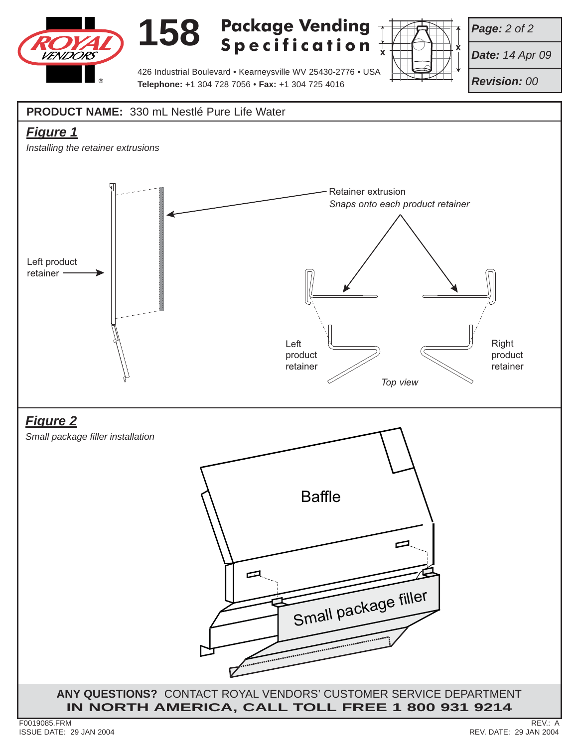# 158 Package Vending Specification

426 Industrial Boulevard • Kearneysville WV 25430-2776 • USA
**Telephone:** +1 304 728 7056 • **Fax:** +1 304 725 4016

***Page:*** *2 of 2*
***Date:*** *14 Apr 09*
***Revision:*** *00*

**PRODUCT NAME:** 330 mL Nestlé Pure Life Water

## *Figure 1*

*Installing the retainer extrusions*

Retainer extrusion
*Snaps onto each product retainer*

Left product retainer

Left product retainer

Right product retainer

*Top view*

## *Figure 2*

*Small package filler installation*

Baffle

Small package filler

**ANY QUESTIONS?** CONTACT ROYAL VENDORS' CUSTOMER SERVICE DEPARTMENT
**IN NORTH AMERICA, CALL TOLL FREE 1 800 931 9214**

F0019085.FRM
ISSUE DATE: 29 JAN 2004

REV.: A
REV. DATE: 29 JAN 2004